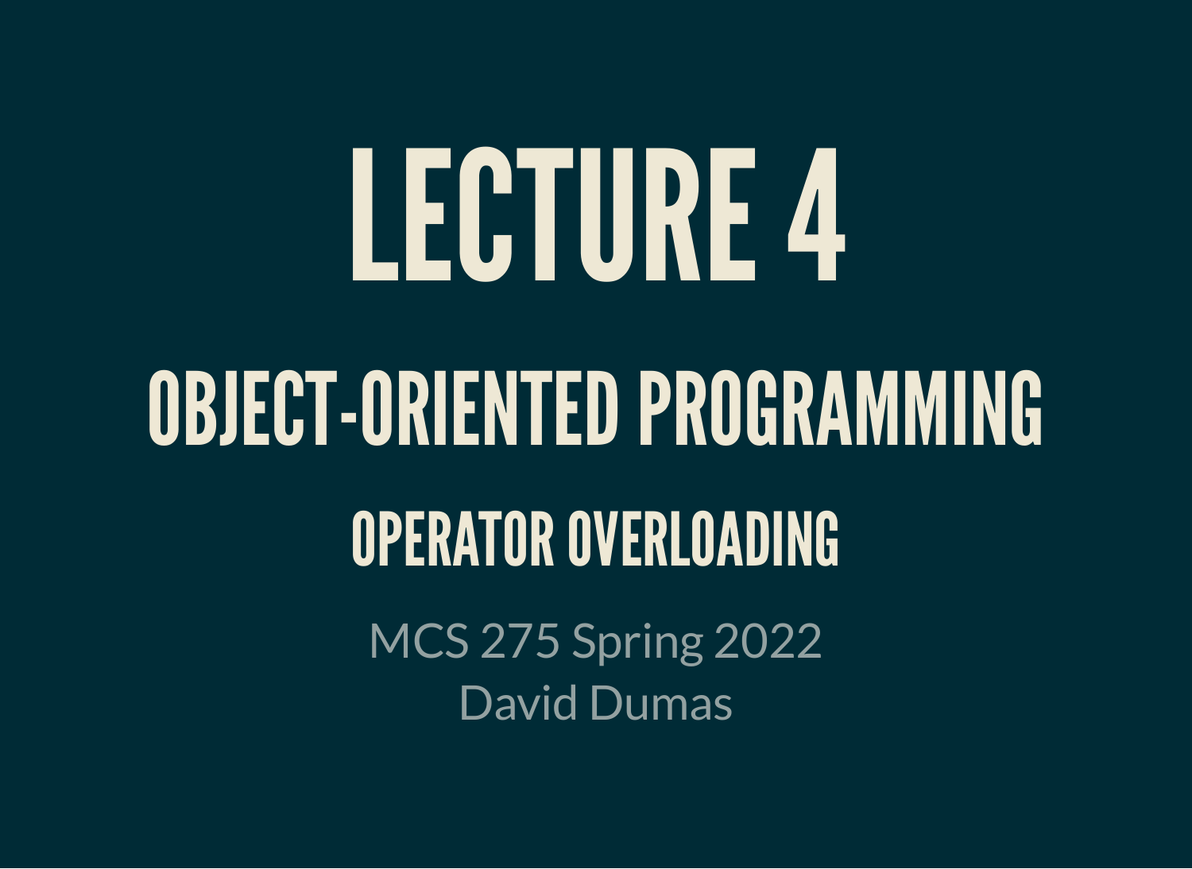# LECTURE 4

## OBJECT-ORIENTED PROGRAMMING

### OPERATOR OVERLOADING

MCS 275 Spring 2022
David Dumas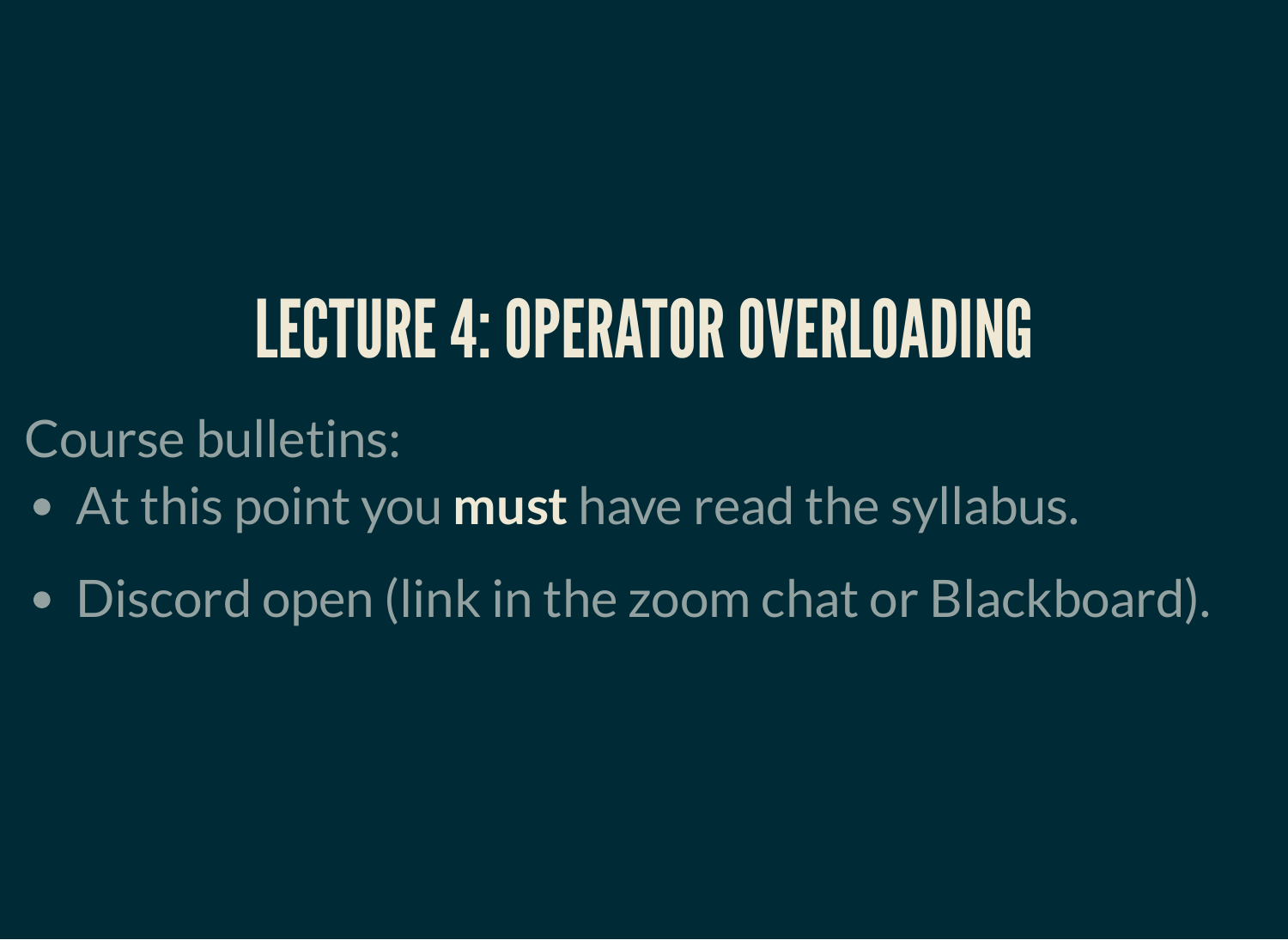# LECTURE 4: OPERATOR OVERLOADING

Course bulletins:

- At this point you **must** have read the syllabus.
- Discord open (link in the zoom chat or Blackboard).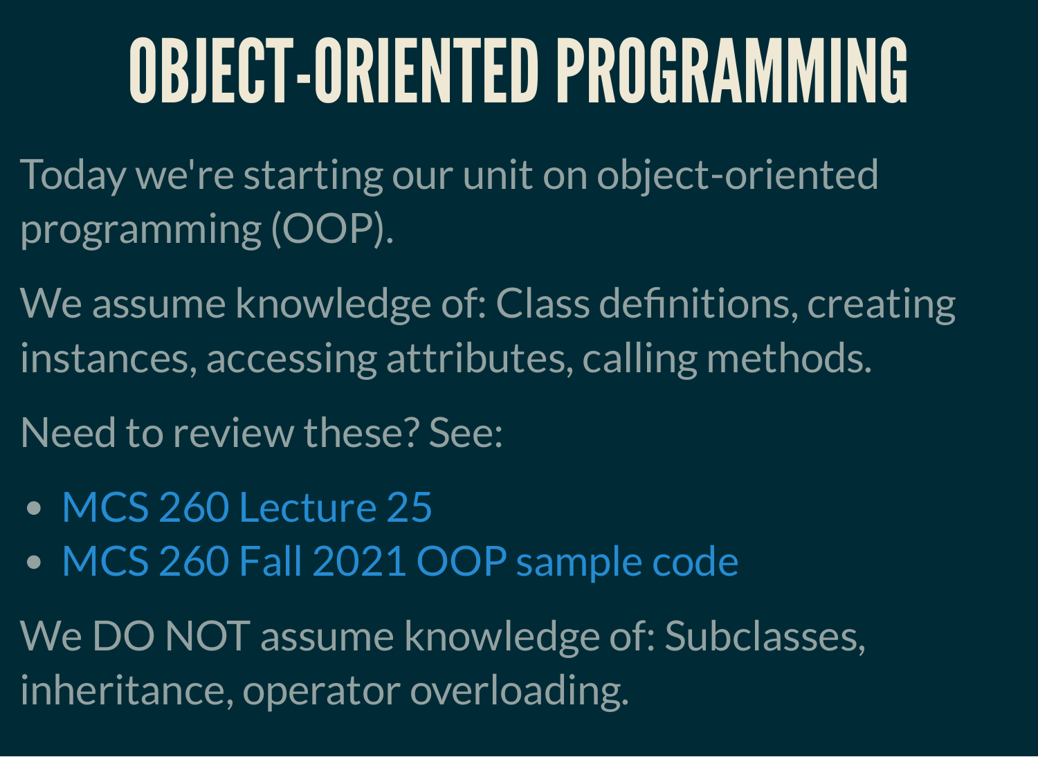# OBJECT-ORIENTED PROGRAMMING

Today we're starting our unit on object-oriented programming (OOP).

We assume knowledge of: Class definitions, creating instances, accessing attributes, calling methods.

Need to review these? See:

- MCS 260 Lecture 25
- MCS 260 Fall 2021 OOP sample code

We DO NOT assume knowledge of: Subclasses, inheritance, operator overloading.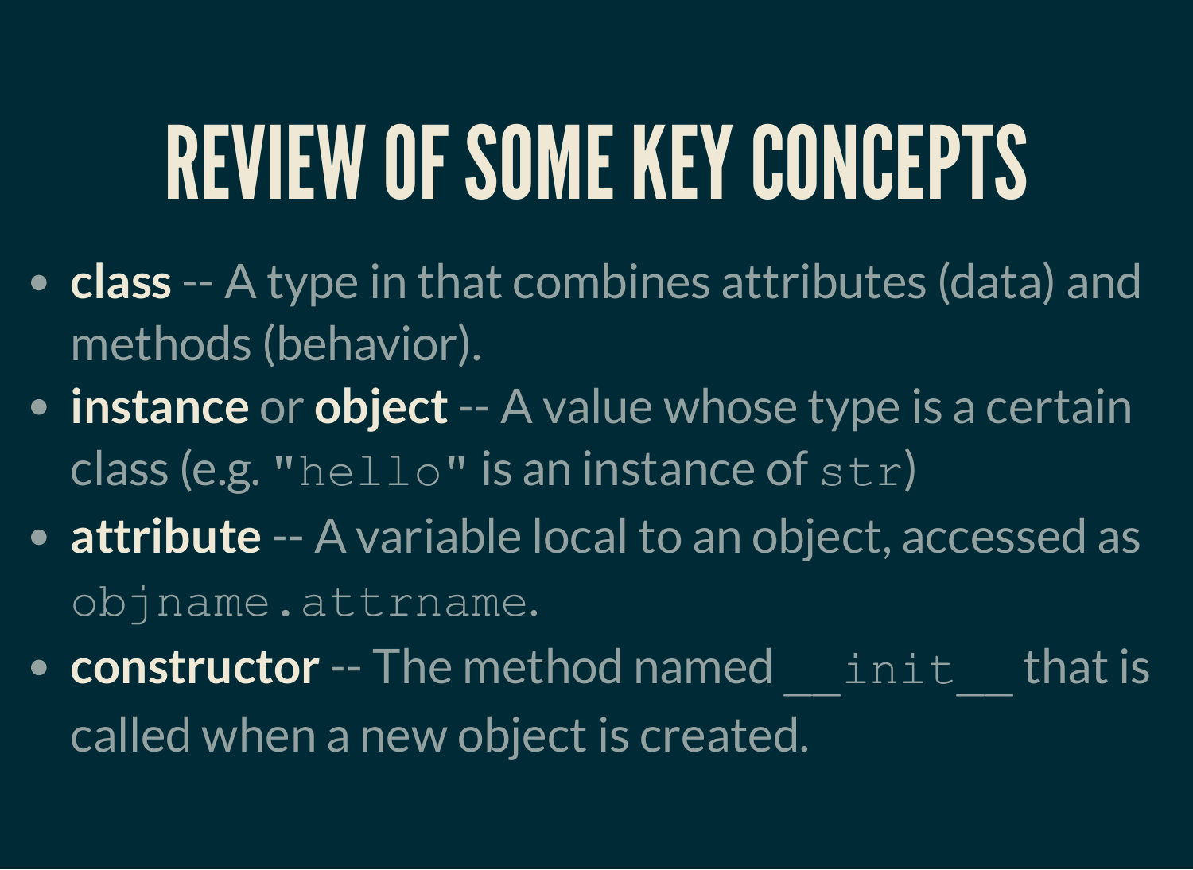# REVIEW OF SOME KEY CONCEPTS

- **class** -- A type in that combines attributes (data) and methods (behavior).
- **instance** or **object** -- A value whose type is a certain class (e.g. `"hello"` is an instance of `str`)
- **attribute** -- A variable local to an object, accessed as `objname.attrname`.
- **constructor** -- The method named `__init__` that is called when a new object is created.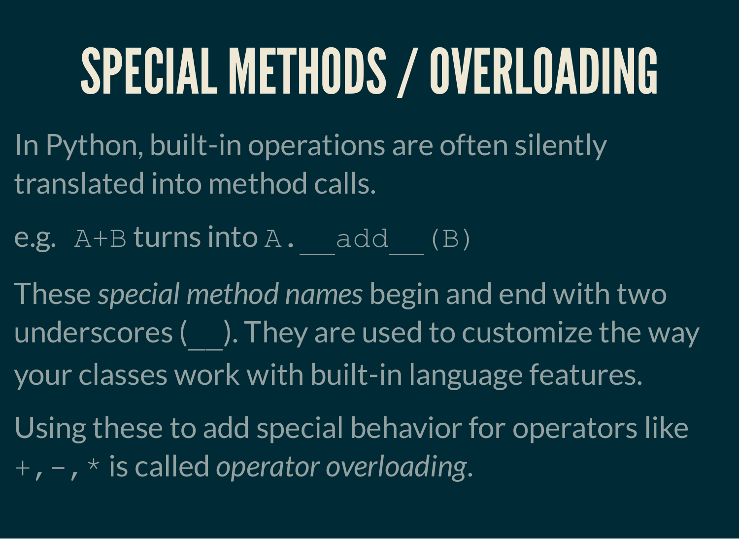# SPECIAL METHODS / OVERLOADING

In Python, built-in operations are often silently translated into method calls.

e.g. `A+B` turns into `A.__add__(B)`

These *special method names* begin and end with two underscores (`__`). They are used to customize the way your classes work with built-in language features.

Using these to add special behavior for operators like `+`, `-`, `*` is called *operator overloading*.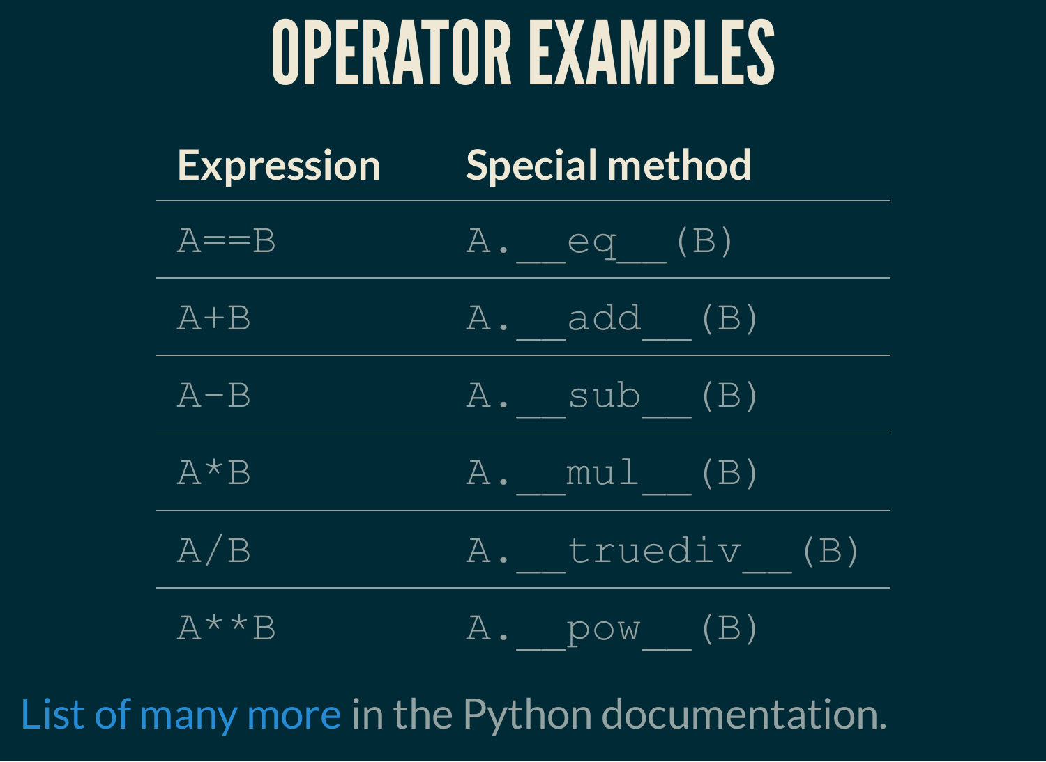# OPERATOR EXAMPLES

| Expression | Special method |
| --- | --- |
| `A==B` | `A.__eq__(B)` |
| `A+B` | `A.__add__(B)` |
| `A-B` | `A.__sub__(B)` |
| `A*B` | `A.__mul__(B)` |
| `A/B` | `A.__truediv__(B)` |
| `A**B` | `A.__pow__(B)` |

List of many more in the Python documentation.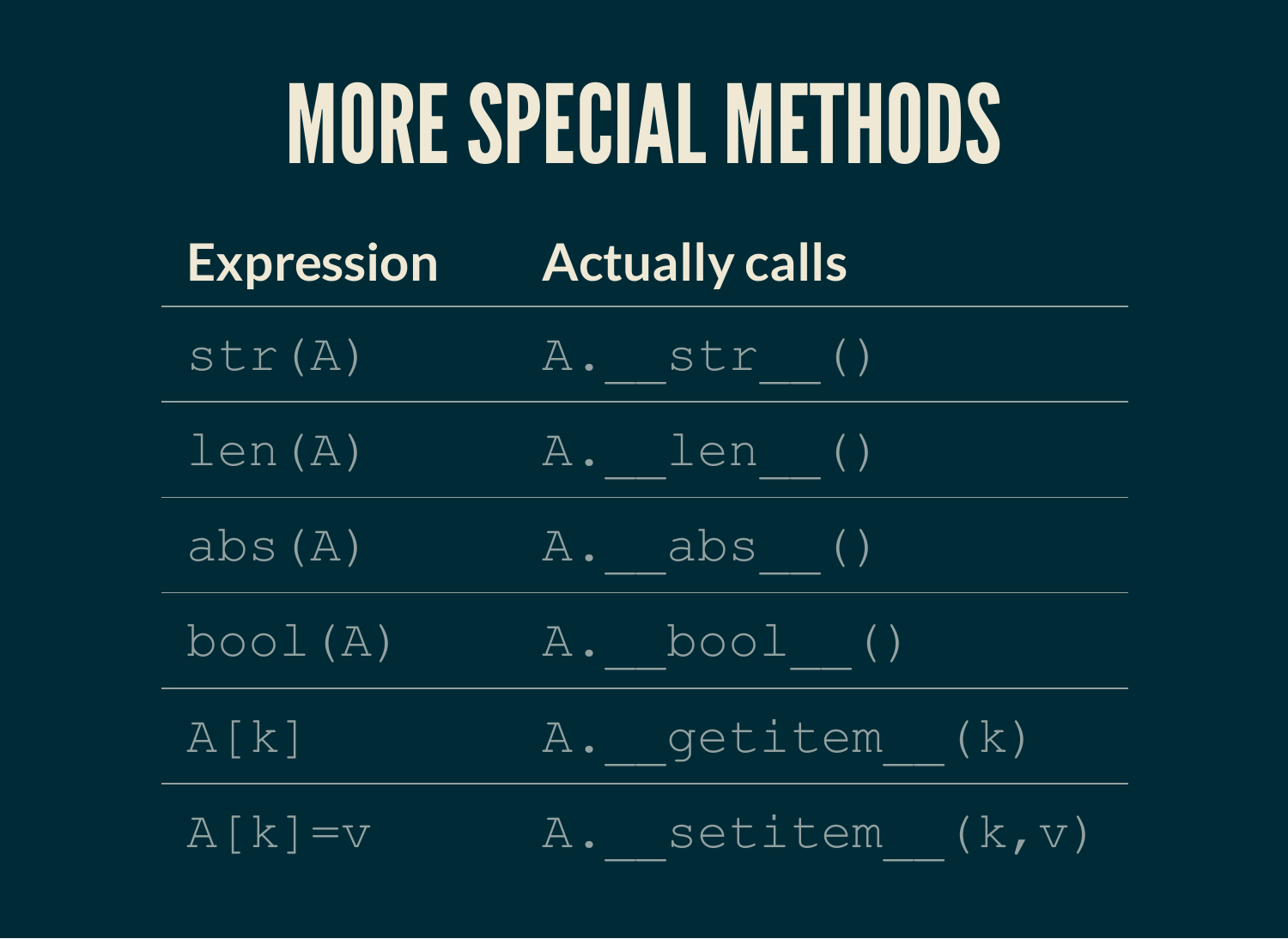# MORE SPECIAL METHODS

| Expression | Actually calls |
|---|---|
| `str(A)` | `A.__str__()` |
| `len(A)` | `A.__len__()` |
| `abs(A)` | `A.__abs__()` |
| `bool(A)` | `A.__bool__()` |
| `A[k]` | `A.__getitem__(k)` |
| `A[k]=v` | `A.__setitem__(k,v)` |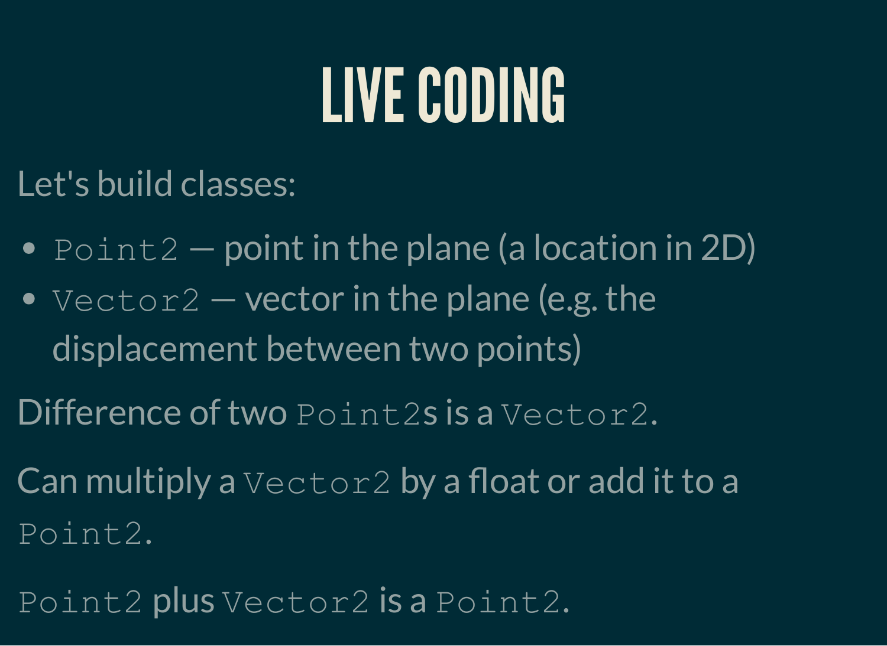# LIVE CODING

Let's build classes:

- `Point2` — point in the plane (a location in 2D)
- `Vector2` — vector in the plane (e.g. the displacement between two points)

Difference of two `Point2`s is a `Vector2`.

Can multiply a `Vector2` by a float or add it to a `Point2`.

`Point2` plus `Vector2` is a `Point2`.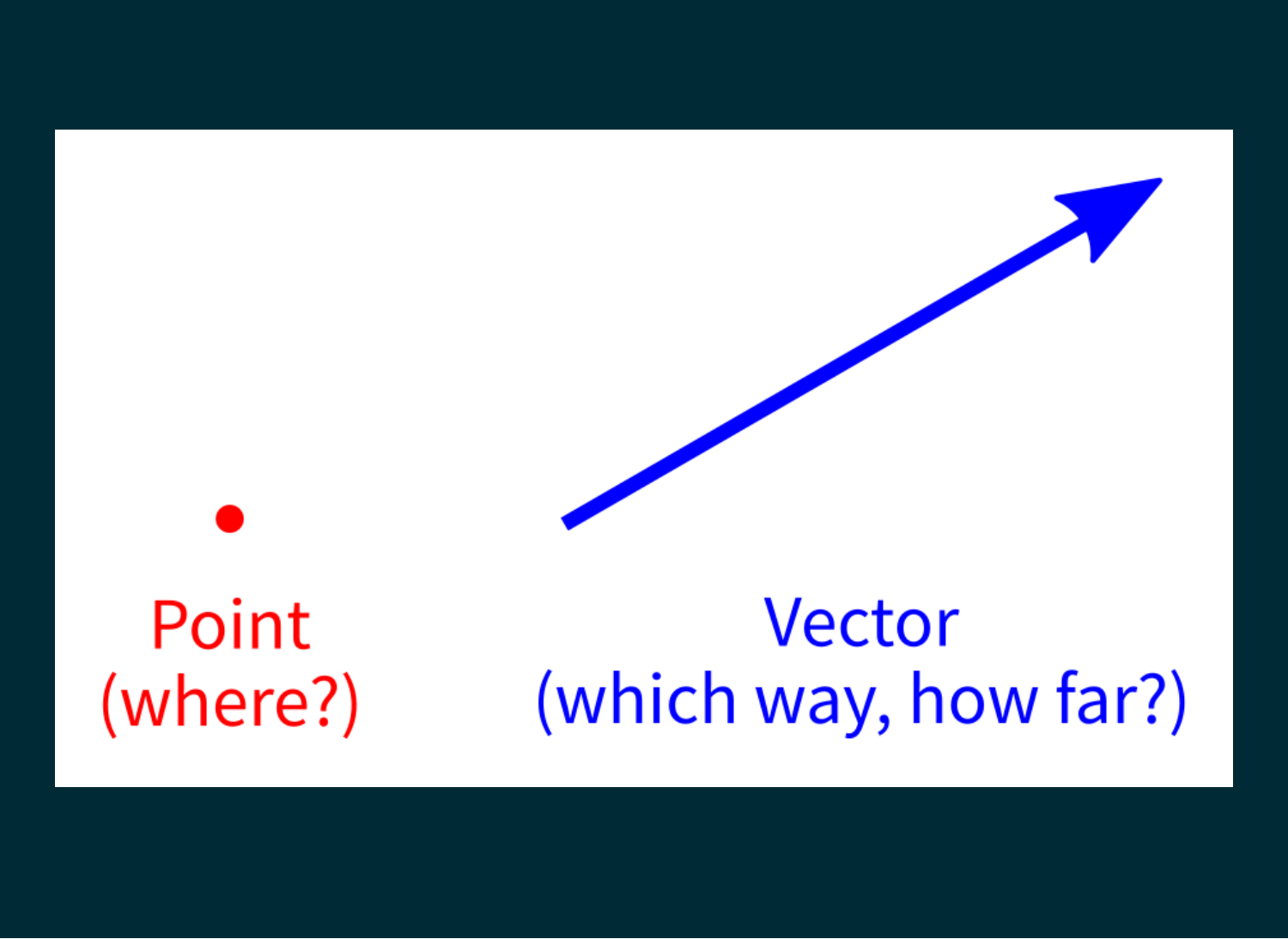Point
(where?)

Vector
(which way, how far?)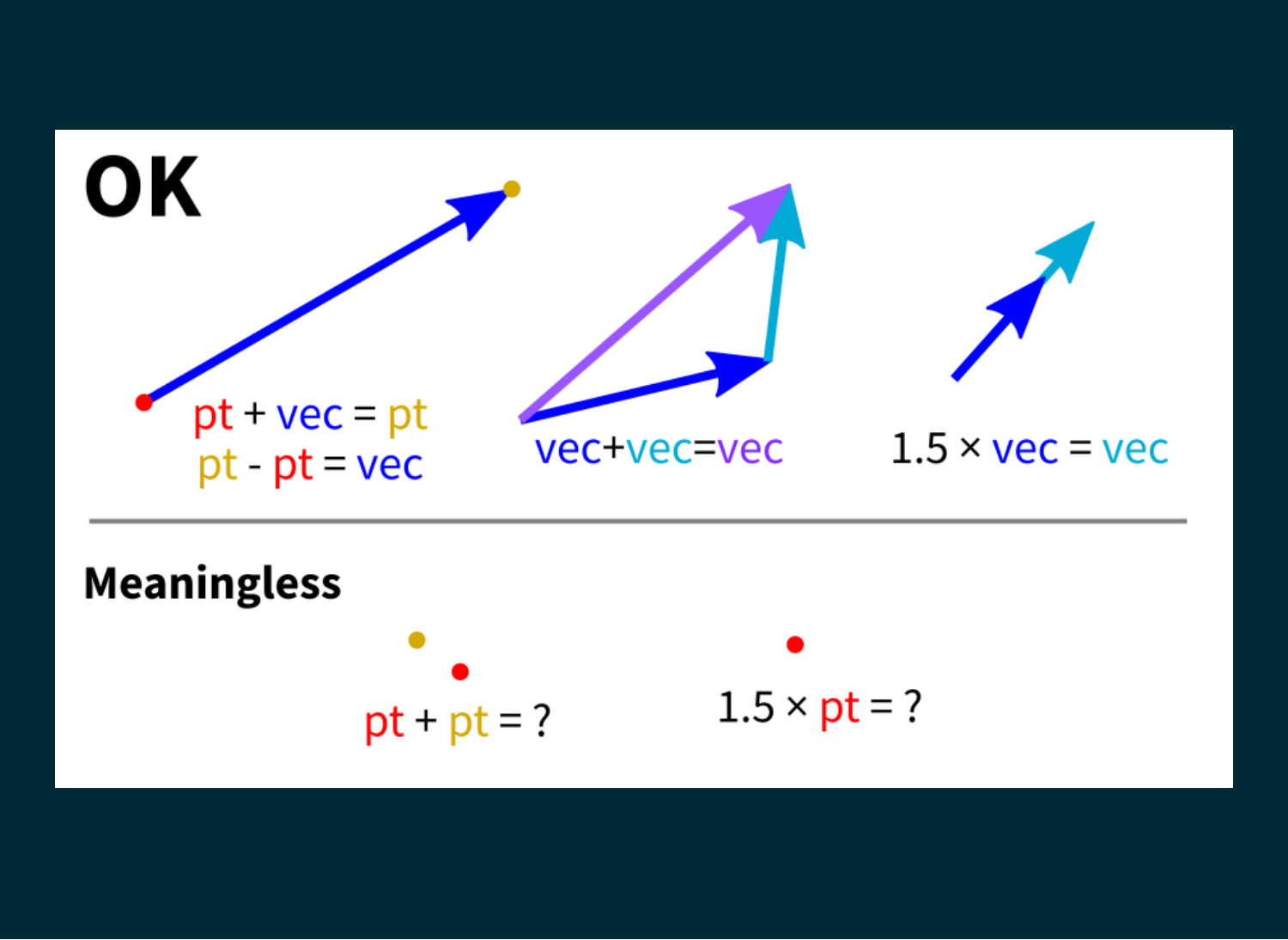## OK

pt + vec = pt

pt - pt = vec

vec+vec=vec

1.5 × vec = vec

## Meaningless

pt + pt = ?

1.5 × pt = ?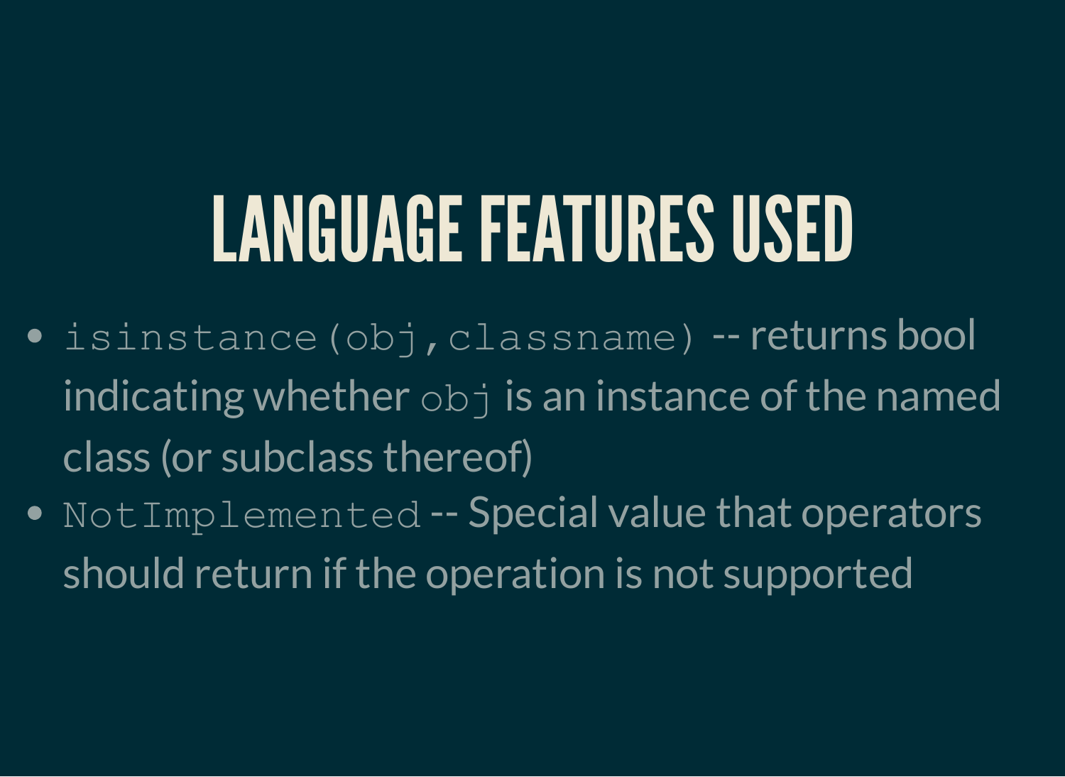# LANGUAGE FEATURES USED

- `isinstance(obj,classname)` -- returns bool indicating whether `obj` is an instance of the named class (or subclass thereof)
- `NotImplemented` -- Special value that operators should return if the operation is not supported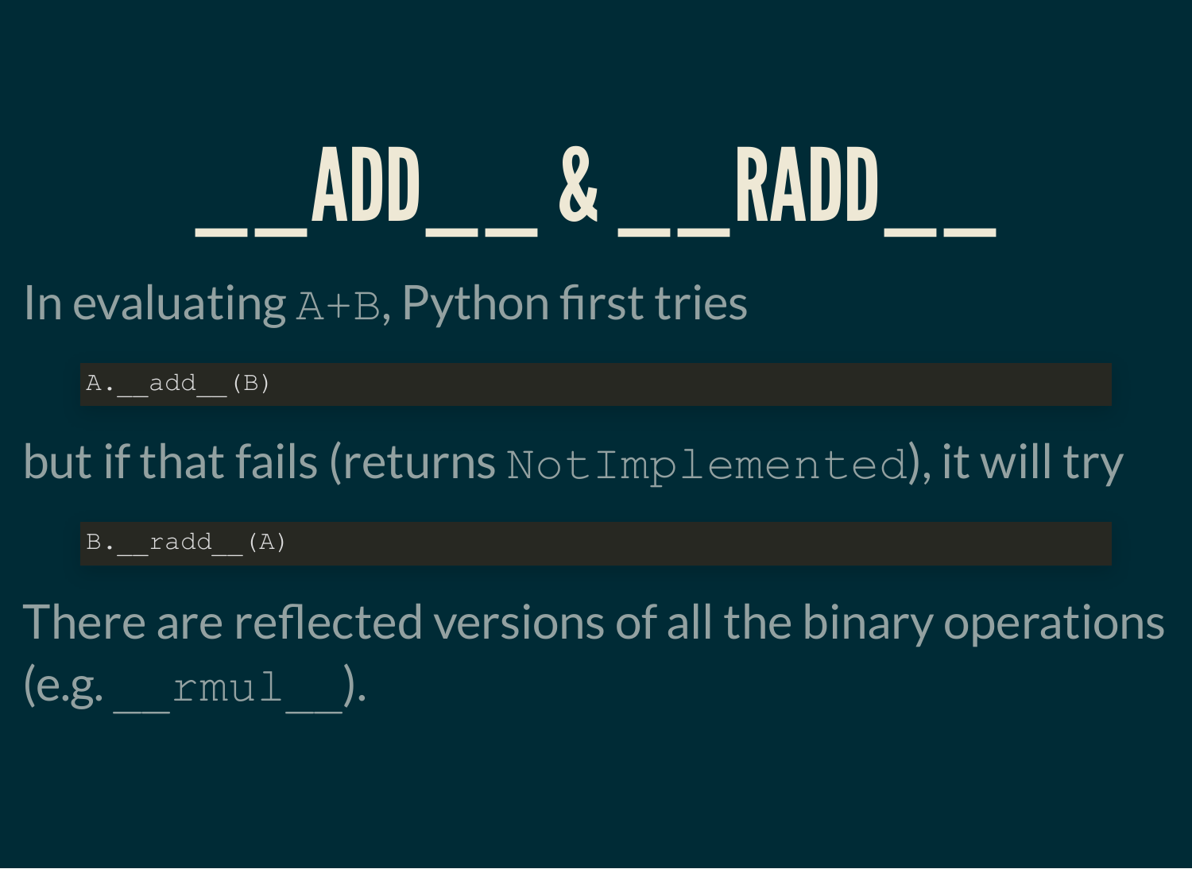# `__ADD__` & `__RADD__`

In evaluating `A+B`, Python first tries

```
A.__add__(B)
```

but if that fails (returns `NotImplemented`), it will try

```
B.__radd__(A)
```

There are reflected versions of all the binary operations (e.g. `__rmul__`).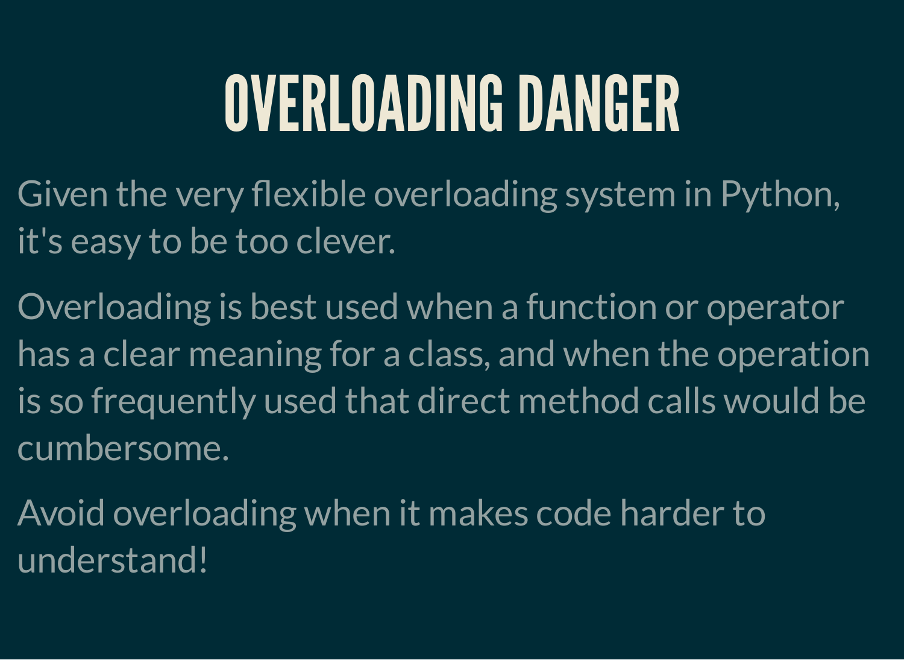# OVERLOADING DANGER

Given the very flexible overloading system in Python, it's easy to be too clever.

Overloading is best used when a function or operator has a clear meaning for a class, and when the operation is so frequently used that direct method calls would be cumbersome.

Avoid overloading when it makes code harder to understand!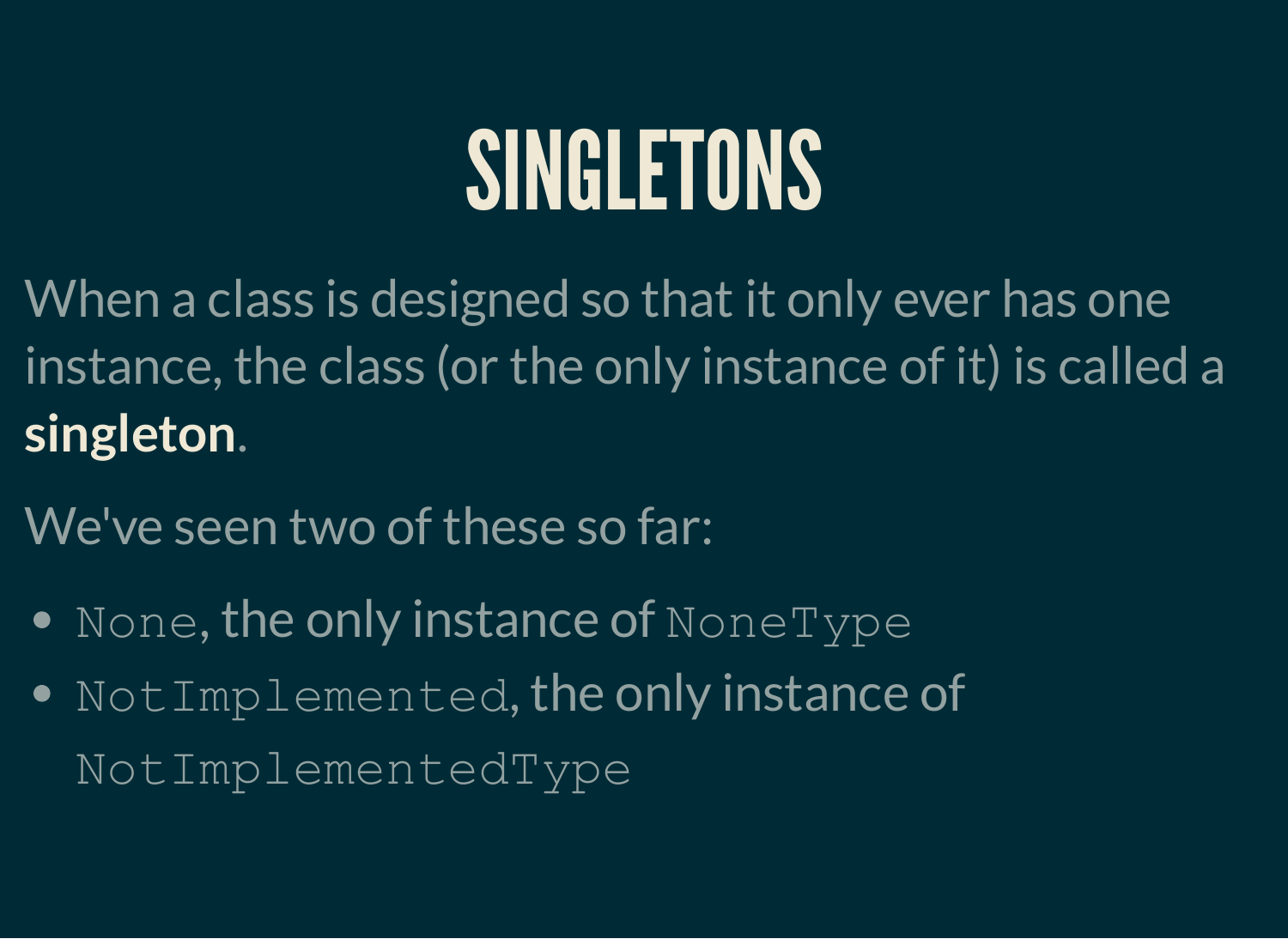# SINGLETONS

When a class is designed so that it only ever has one instance, the class (or the only instance of it) is called a **singleton**.

We've seen two of these so far:

- `None`, the only instance of `NoneType`
- `NotImplemented`, the only instance of `NotImplementedType`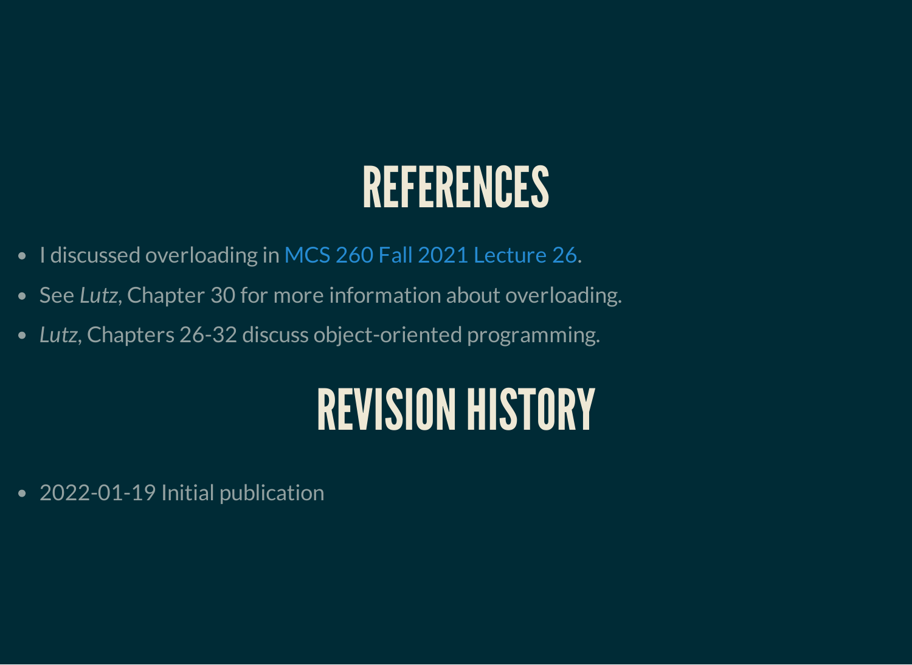# REFERENCES

- I discussed overloading in MCS 260 Fall 2021 Lecture 26.
- See *Lutz*, Chapter 30 for more information about overloading.
- *Lutz*, Chapters 26-32 discuss object-oriented programming.

# REVISION HISTORY

- 2022-01-19 Initial publication